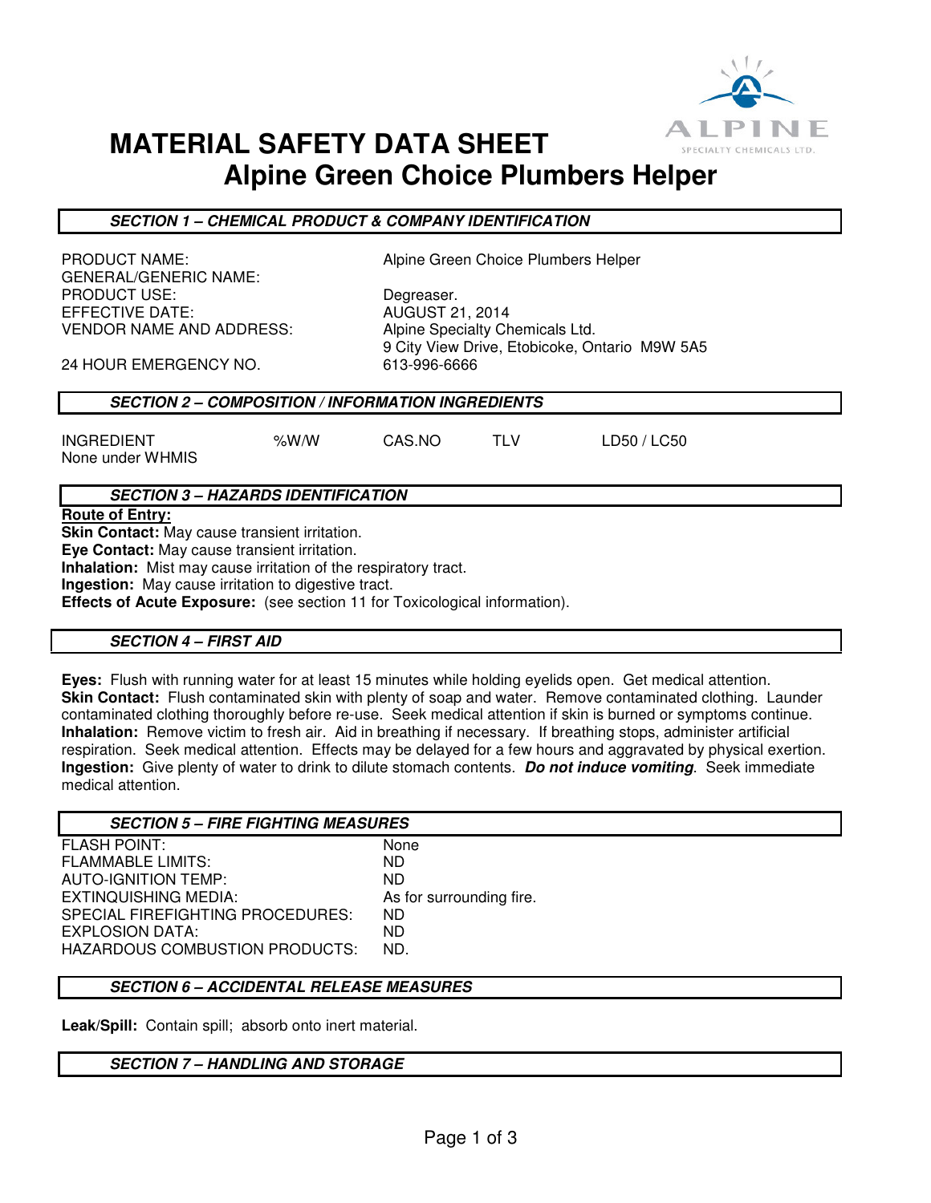# MATERIAL SAFETY DATA SHEET

## Alpine Green Choice Plumbers Helper

### *SECTION 1 – CHEMICAL PRODUCT & COMPANY IDENTIFICATION*

| | |
|---|---|
| PRODUCT NAME: | Alpine Green Choice Plumbers Helper |
| GENERAL/GENERIC NAME: | |
| PRODUCT USE: | Degreaser. |
| EFFECTIVE DATE: | AUGUST 21, 2014 |
| VENDOR NAME AND ADDRESS: | Alpine Specialty Chemicals Ltd.<br>9 City View Drive, Etobicoke, Ontario M9W 5A5 |
| 24 HOUR EMERGENCY NO. | 613-996-6666 |

### *SECTION 2 – COMPOSITION / INFORMATION INGREDIENTS*

| INGREDIENT | %W/W | CAS.NO | TLV | LD50 / LC50 |
|---|---|---|---|---|
| None under WHMIS | | | | |

### *SECTION 3 – HAZARDS IDENTIFICATION*

**Route of Entry:**

**Skin Contact:** May cause transient irritation.
**Eye Contact:** May cause transient irritation.
**Inhalation:** Mist may cause irritation of the respiratory tract.
**Ingestion:** May cause irritation to digestive tract.
**Effects of Acute Exposure:** (see section 11 for Toxicological information).

### *SECTION 4 – FIRST AID*

**Eyes:** Flush with running water for at least 15 minutes while holding eyelids open. Get medical attention.
**Skin Contact:** Flush contaminated skin with plenty of soap and water. Remove contaminated clothing. Launder contaminated clothing thoroughly before re-use. Seek medical attention if skin is burned or symptoms continue.
**Inhalation:** Remove victim to fresh air. Aid in breathing if necessary. If breathing stops, administer artificial respiration. Seek medical attention. Effects may be delayed for a few hours and aggravated by physical exertion.
**Ingestion:** Give plenty of water to drink to dilute stomach contents. ***Do not induce vomiting***. Seek immediate medical attention.

### *SECTION 5 – FIRE FIGHTING MEASURES*

| | |
|---|---|
| FLASH POINT: | None |
| FLAMMABLE LIMITS: | ND |
| AUTO-IGNITION TEMP: | ND |
| EXTINQUISHING MEDIA: | As for surrounding fire. |
| SPECIAL FIREFIGHTING PROCEDURES: | ND |
| EXPLOSION DATA: | ND |
| HAZARDOUS COMBUSTION PRODUCTS: | ND. |

### *SECTION 6 – ACCIDENTAL RELEASE MEASURES*

**Leak/Spill:** Contain spill; absorb onto inert material.

### *SECTION 7 – HANDLING AND STORAGE*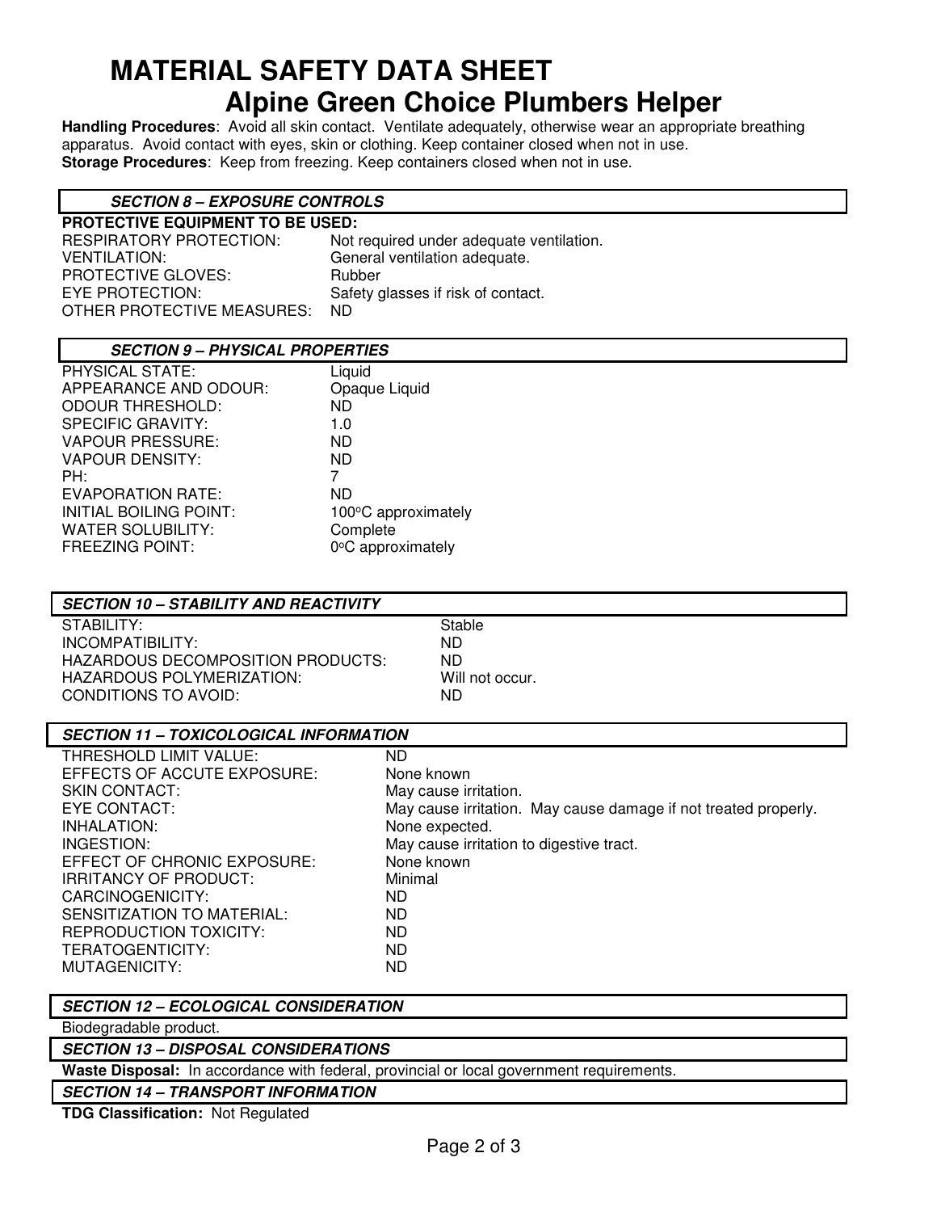# MATERIAL SAFETY DATA SHEET

## Alpine Green Choice Plumbers Helper

**Handling Procedures**: Avoid all skin contact. Ventilate adequately, otherwise wear an appropriate breathing apparatus. Avoid contact with eyes, skin or clothing. Keep container closed when not in use.
**Storage Procedures**: Keep from freezing. Keep containers closed when not in use.

### *SECTION 8 – EXPOSURE CONTROLS*

**PROTECTIVE EQUIPMENT TO BE USED:**

| | |
|---|---|
| RESPIRATORY PROTECTION: | Not required under adequate ventilation. |
| VENTILATION: | General ventilation adequate. |
| PROTECTIVE GLOVES: | Rubber |
| EYE PROTECTION: | Safety glasses if risk of contact. |
| OTHER PROTECTIVE MEASURES: | ND |

### *SECTION 9 – PHYSICAL PROPERTIES*

| | |
|---|---|
| PHYSICAL STATE: | Liquid |
| APPEARANCE AND ODOUR: | Opaque Liquid |
| ODOUR THRESHOLD: | ND |
| SPECIFIC GRAVITY: | 1.0 |
| VAPOUR PRESSURE: | ND |
| VAPOUR DENSITY: | ND |
| PH: | 7 |
| EVAPORATION RATE: | ND |
| INITIAL BOILING POINT: | 100°C approximately |
| WATER SOLUBILITY: | Complete |
| FREEZING POINT: | 0°C approximately |

### *SECTION 10 – STABILITY AND REACTIVITY*

| | |
|---|---|
| STABILITY: | Stable |
| INCOMPATIBILITY: | ND |
| HAZARDOUS DECOMPOSITION PRODUCTS: | ND |
| HAZARDOUS POLYMERIZATION: | Will not occur. |
| CONDITIONS TO AVOID: | ND |

### *SECTION 11 – TOXICOLOGICAL INFORMATION*

| | |
|---|---|
| THRESHOLD LIMIT VALUE: | ND |
| EFFECTS OF ACCUTE EXPOSURE: | None known |
| SKIN CONTACT: | May cause irritation. |
| EYE CONTACT: | May cause irritation. May cause damage if not treated properly. |
| INHALATION: | None expected. |
| INGESTION: | May cause irritation to digestive tract. |
| EFFECT OF CHRONIC EXPOSURE: | None known |
| IRRITANCY OF PRODUCT: | Minimal |
| CARCINOGENICITY: | ND |
| SENSITIZATION TO MATERIAL: | ND |
| REPRODUCTION TOXICITY: | ND |
| TERATOGENTICITY: | ND |
| MUTAGENICITY: | ND |

### *SECTION 12 – ECOLOGICAL CONSIDERATION*

Biodegradable product.

### *SECTION 13 – DISPOSAL CONSIDERATIONS*

**Waste Disposal:** In accordance with federal, provincial or local government requirements.

### *SECTION 14 – TRANSPORT INFORMATION*

**TDG Classification:** Not Regulated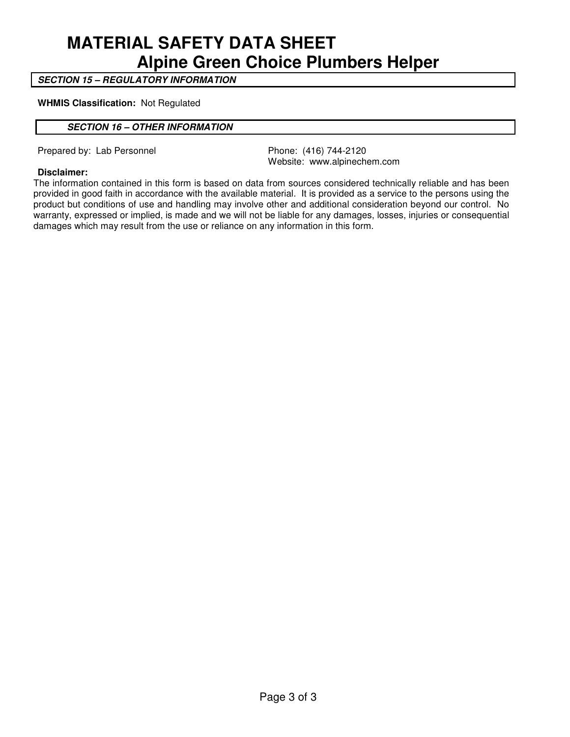# MATERIAL SAFETY DATA SHEET
# Alpine Green Choice Plumbers Helper

## *SECTION 15 – REGULATORY INFORMATION*

**WHMIS Classification:** Not Regulated

## *SECTION 16 – OTHER INFORMATION*

Prepared by: Lab Personnel

Phone: (416) 744-2120
Website: www.alpinechem.com

**Disclaimer:**
The information contained in this form is based on data from sources considered technically reliable and has been provided in good faith in accordance with the available material. It is provided as a service to the persons using the product but conditions of use and handling may involve other and additional consideration beyond our control. No warranty, expressed or implied, is made and we will not be liable for any damages, losses, injuries or consequential damages which may result from the use or reliance on any information in this form.